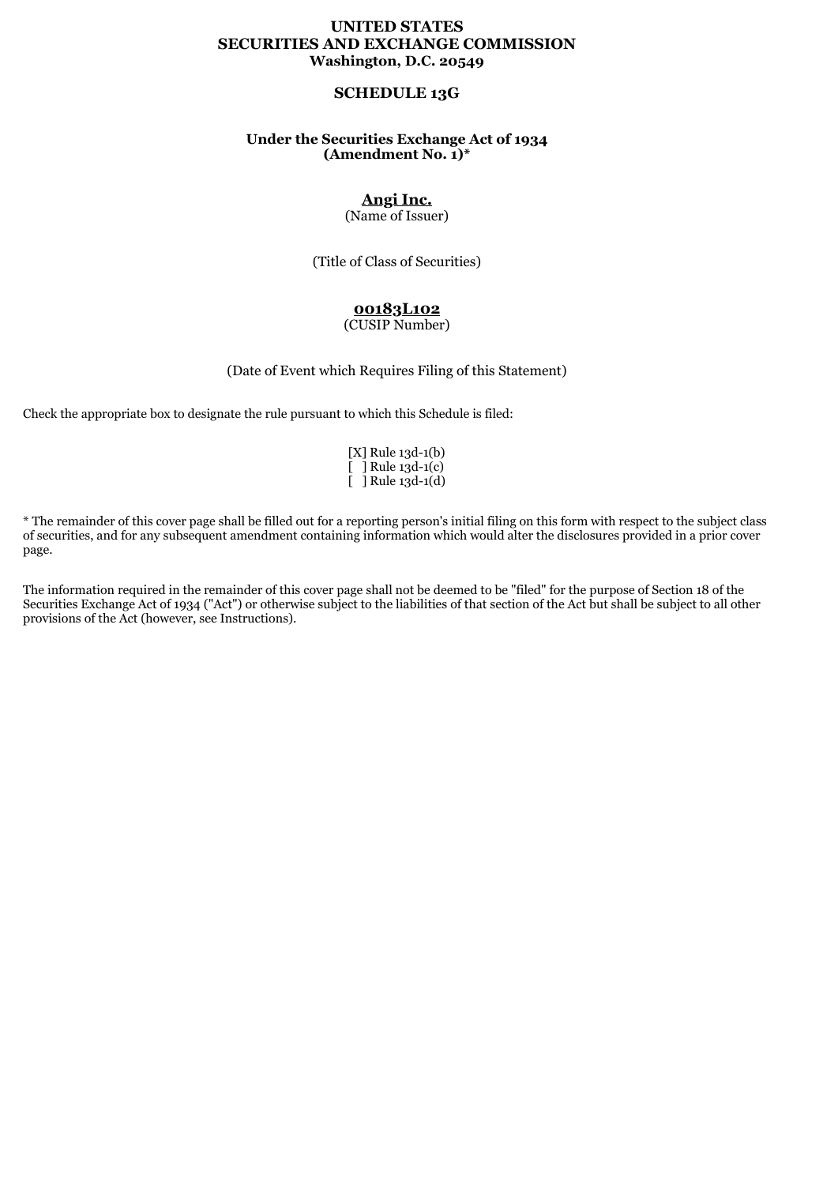**UNITED STATES**
**SECURITIES AND EXCHANGE COMMISSION**
**Washington, D.C. 20549**

# SCHEDULE 13G

**Under the Securities Exchange Act of 1934**
**(Amendment No. 1)***

**Angi Inc.**
(Name of Issuer)

(Title of Class of Securities)

**00183L102**
(CUSIP Number)

(Date of Event which Requires Filing of this Statement)

Check the appropriate box to designate the rule pursuant to which this Schedule is filed:

[X] Rule 13d-1(b)
[ ] Rule 13d-1(c)
[ ] Rule 13d-1(d)

* The remainder of this cover page shall be filled out for a reporting person's initial filing on this form with respect to the subject class of securities, and for any subsequent amendment containing information which would alter the disclosures provided in a prior cover page.

The information required in the remainder of this cover page shall not be deemed to be "filed" for the purpose of Section 18 of the Securities Exchange Act of 1934 ("Act") or otherwise subject to the liabilities of that section of the Act but shall be subject to all other provisions of the Act (however, see Instructions).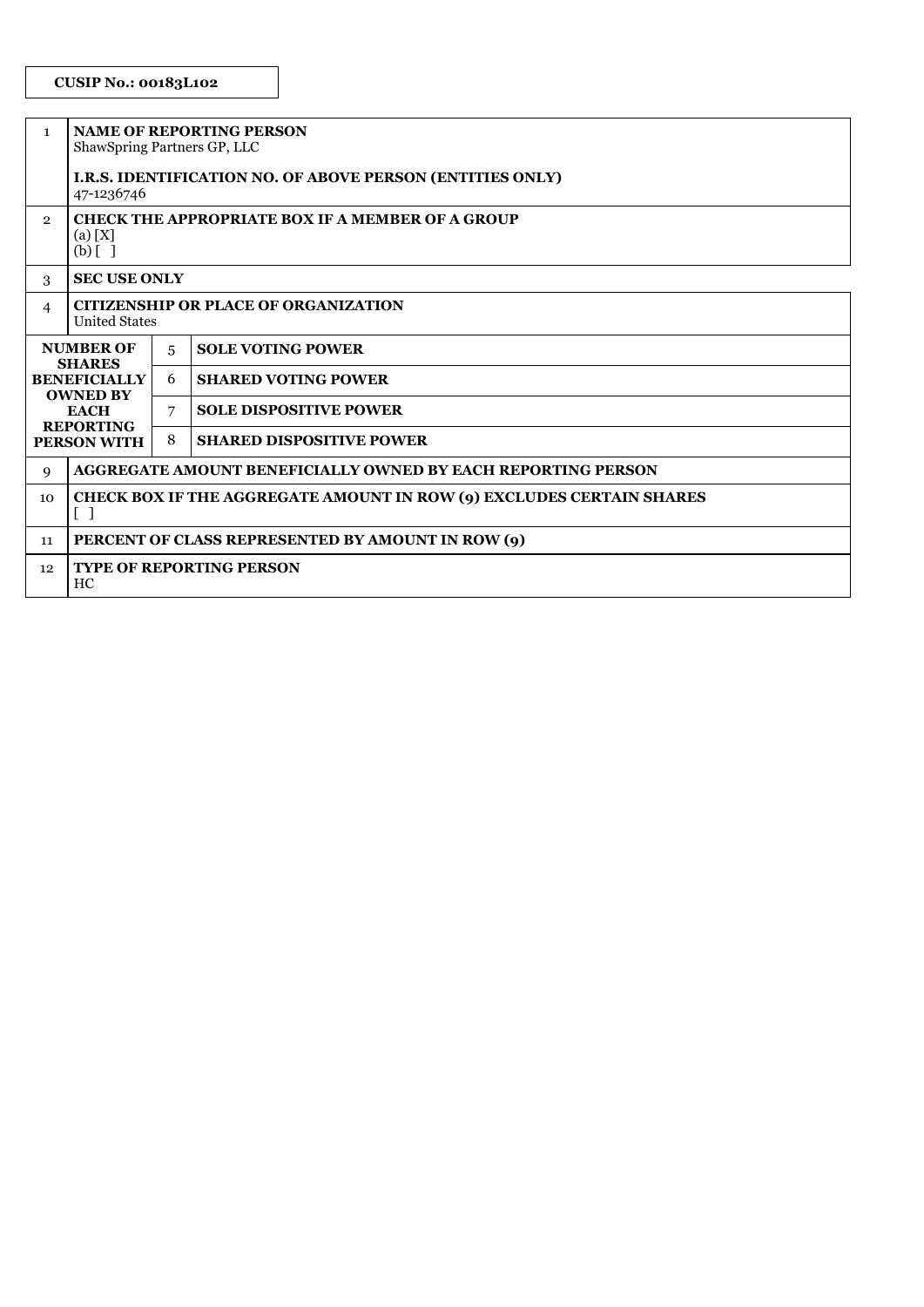**CUSIP No.: 00183L102**

| | | | |
|---|---|---|---|
| 1 | **NAME OF REPORTING PERSON**<br>ShawSpring Partners GP, LLC<br><br>**I.R.S. IDENTIFICATION NO. OF ABOVE PERSON (ENTITIES ONLY)**<br>47-1236746 | | |
| 2 | **CHECK THE APPROPRIATE BOX IF A MEMBER OF A GROUP**<br>(a) [X]<br>(b) [ ] | | |
| 3 | **SEC USE ONLY** | | |
| 4 | **CITIZENSHIP OR PLACE OF ORGANIZATION**<br>United States | | |
| **NUMBER OF SHARES BENEFICIALLY OWNED BY EACH REPORTING PERSON WITH** | 5 | **SOLE VOTING POWER** | |
| | 6 | **SHARED VOTING POWER** | |
| | 7 | **SOLE DISPOSITIVE POWER** | |
| | 8 | **SHARED DISPOSITIVE POWER** | |
| 9 | **AGGREGATE AMOUNT BENEFICIALLY OWNED BY EACH REPORTING PERSON** | | |
| 10 | **CHECK BOX IF THE AGGREGATE AMOUNT IN ROW (9) EXCLUDES CERTAIN SHARES**<br>[ ] | | |
| 11 | **PERCENT OF CLASS REPRESENTED BY AMOUNT IN ROW (9)** | | |
| 12 | **TYPE OF REPORTING PERSON**<br>HC | | |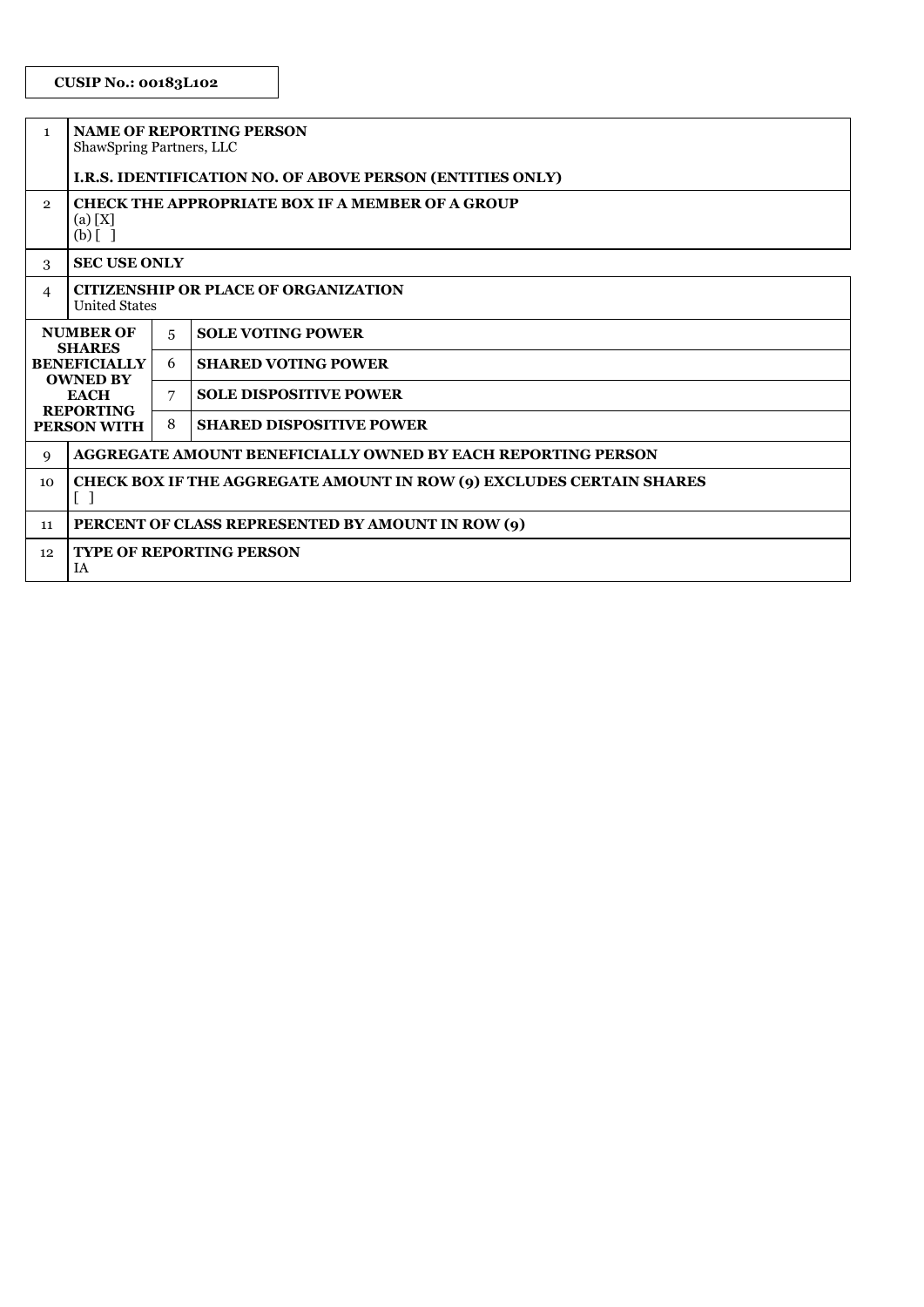**CUSIP No.: 00183L102**

| | | | |
|---|---|---|---|
| 1 | **NAME OF REPORTING PERSON**<br>ShawSpring Partners, LLC<br><br>**I.R.S. IDENTIFICATION NO. OF ABOVE PERSON (ENTITIES ONLY)** | | |
| 2 | **CHECK THE APPROPRIATE BOX IF A MEMBER OF A GROUP**<br>(a) [X]<br>(b) [ ] | | |
| 3 | **SEC USE ONLY** | | |
| 4 | **CITIZENSHIP OR PLACE OF ORGANIZATION**<br>United States | | |
| **NUMBER OF SHARES BENEFICIALLY OWNED BY EACH REPORTING PERSON WITH** | 5 | **SOLE VOTING POWER** | |
| | 6 | **SHARED VOTING POWER** | |
| | 7 | **SOLE DISPOSITIVE POWER** | |
| | 8 | **SHARED DISPOSITIVE POWER** | |
| 9 | **AGGREGATE AMOUNT BENEFICIALLY OWNED BY EACH REPORTING PERSON** | | |
| 10 | **CHECK BOX IF THE AGGREGATE AMOUNT IN ROW (9) EXCLUDES CERTAIN SHARES**<br>[ ] | | |
| 11 | **PERCENT OF CLASS REPRESENTED BY AMOUNT IN ROW (9)** | | |
| 12 | **TYPE OF REPORTING PERSON**<br>IA | | |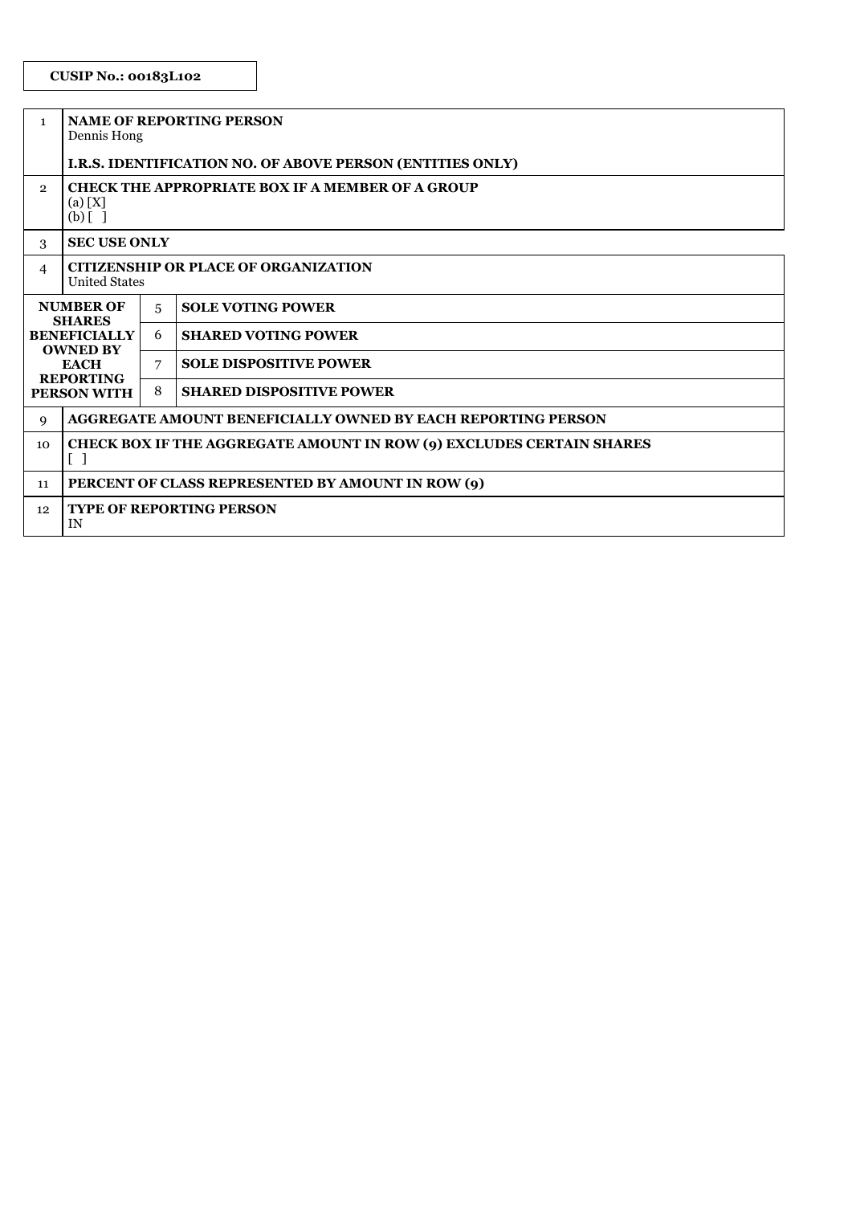**CUSIP No.: 00183L102**

| | | | |
|---|---|---|---|
| 1 | **NAME OF REPORTING PERSON**<br>Dennis Hong<br><br>**I.R.S. IDENTIFICATION NO. OF ABOVE PERSON (ENTITIES ONLY)** | | |
| 2 | **CHECK THE APPROPRIATE BOX IF A MEMBER OF A GROUP**<br>(a) [X]<br>(b) [ ] | | |
| 3 | **SEC USE ONLY** | | |
| 4 | **CITIZENSHIP OR PLACE OF ORGANIZATION**<br>United States | | |
| **NUMBER OF SHARES BENEFICIALLY OWNED BY EACH REPORTING PERSON WITH** | 5 | **SOLE VOTING POWER** | |
| | 6 | **SHARED VOTING POWER** | |
| | 7 | **SOLE DISPOSITIVE POWER** | |
| | 8 | **SHARED DISPOSITIVE POWER** | |
| 9 | **AGGREGATE AMOUNT BENEFICIALLY OWNED BY EACH REPORTING PERSON** | | |
| 10 | **CHECK BOX IF THE AGGREGATE AMOUNT IN ROW (9) EXCLUDES CERTAIN SHARES**<br>[ ] | | |
| 11 | **PERCENT OF CLASS REPRESENTED BY AMOUNT IN ROW (9)** | | |
| 12 | **TYPE OF REPORTING PERSON**<br>IN | | |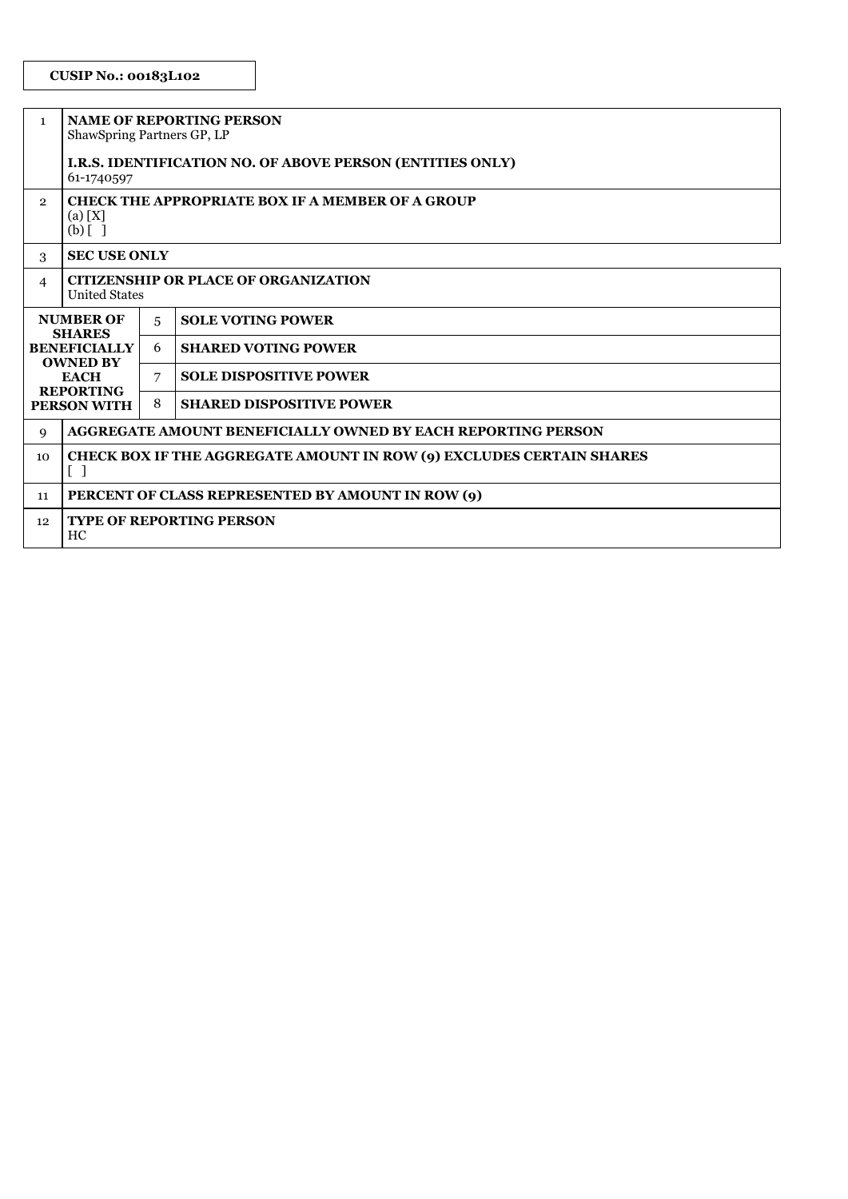**CUSIP No.: 00183L102**

| | | | |
|---|---|---|---|
| 1 | **NAME OF REPORTING PERSON**<br>ShawSpring Partners GP, LP<br><br>**I.R.S. IDENTIFICATION NO. OF ABOVE PERSON (ENTITIES ONLY)**<br>61-1740597 | | |
| 2 | **CHECK THE APPROPRIATE BOX IF A MEMBER OF A GROUP**<br>(a) [X]<br>(b) [ ] | | |
| 3 | **SEC USE ONLY** | | |
| 4 | **CITIZENSHIP OR PLACE OF ORGANIZATION**<br>United States | | |
| **NUMBER OF SHARES BENEFICIALLY OWNED BY EACH REPORTING PERSON WITH** | 5 | **SOLE VOTING POWER** | |
| | 6 | **SHARED VOTING POWER** | |
| | 7 | **SOLE DISPOSITIVE POWER** | |
| | 8 | **SHARED DISPOSITIVE POWER** | |
| 9 | **AGGREGATE AMOUNT BENEFICIALLY OWNED BY EACH REPORTING PERSON** | | |
| 10 | **CHECK BOX IF THE AGGREGATE AMOUNT IN ROW (9) EXCLUDES CERTAIN SHARES**<br>[ ] | | |
| 11 | **PERCENT OF CLASS REPRESENTED BY AMOUNT IN ROW (9)** | | |
| 12 | **TYPE OF REPORTING PERSON**<br>HC | | |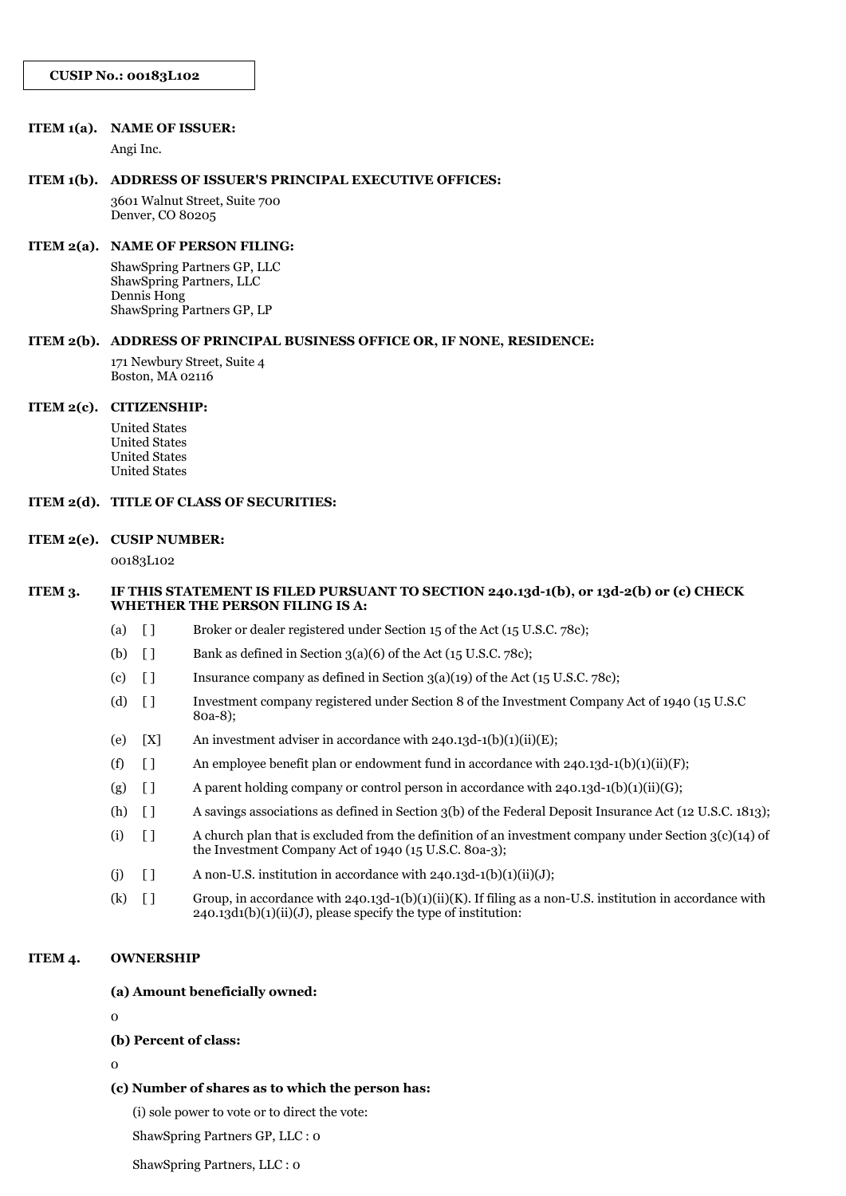**CUSIP No.: 00183L102**

**ITEM 1(a). NAME OF ISSUER:**

Angi Inc.

**ITEM 1(b). ADDRESS OF ISSUER'S PRINCIPAL EXECUTIVE OFFICES:**

3601 Walnut Street, Suite 700
Denver, CO 80205

**ITEM 2(a). NAME OF PERSON FILING:**

ShawSpring Partners GP, LLC
ShawSpring Partners, LLC
Dennis Hong
ShawSpring Partners GP, LP

**ITEM 2(b). ADDRESS OF PRINCIPAL BUSINESS OFFICE OR, IF NONE, RESIDENCE:**

171 Newbury Street, Suite 4
Boston, MA 02116

**ITEM 2(c). CITIZENSHIP:**

United States
United States
United States
United States

**ITEM 2(d). TITLE OF CLASS OF SECURITIES:**

**ITEM 2(e). CUSIP NUMBER:**

00183L102

**ITEM 3. IF THIS STATEMENT IS FILED PURSUANT TO SECTION 240.13d-1(b), or 13d-2(b) or (c) CHECK WHETHER THE PERSON FILING IS A:**

(a) [ ] Broker or dealer registered under Section 15 of the Act (15 U.S.C. 78c);

(b) [ ] Bank as defined in Section 3(a)(6) of the Act (15 U.S.C. 78c);

(c) [ ] Insurance company as defined in Section 3(a)(19) of the Act (15 U.S.C. 78c);

(d) [ ] Investment company registered under Section 8 of the Investment Company Act of 1940 (15 U.S.C 80a-8);

(e) [X] An investment adviser in accordance with 240.13d-1(b)(1)(ii)(E);

(f) [ ] An employee benefit plan or endowment fund in accordance with 240.13d-1(b)(1)(ii)(F);

(g) [ ] A parent holding company or control person in accordance with 240.13d-1(b)(1)(ii)(G);

(h) [ ] A savings associations as defined in Section 3(b) of the Federal Deposit Insurance Act (12 U.S.C. 1813);

(i) [ ] A church plan that is excluded from the definition of an investment company under Section 3(c)(14) of the Investment Company Act of 1940 (15 U.S.C. 80a-3);

(j) [ ] A non-U.S. institution in accordance with 240.13d-1(b)(1)(ii)(J);

(k) [ ] Group, in accordance with 240.13d-1(b)(1)(ii)(K). If filing as a non-U.S. institution in accordance with 240.13d1(b)(1)(ii)(J), please specify the type of institution:

**ITEM 4. OWNERSHIP**

**(a) Amount beneficially owned:**

0

**(b) Percent of class:**

0

**(c) Number of shares as to which the person has:**

(i) sole power to vote or to direct the vote:

ShawSpring Partners GP, LLC : 0

ShawSpring Partners, LLC : 0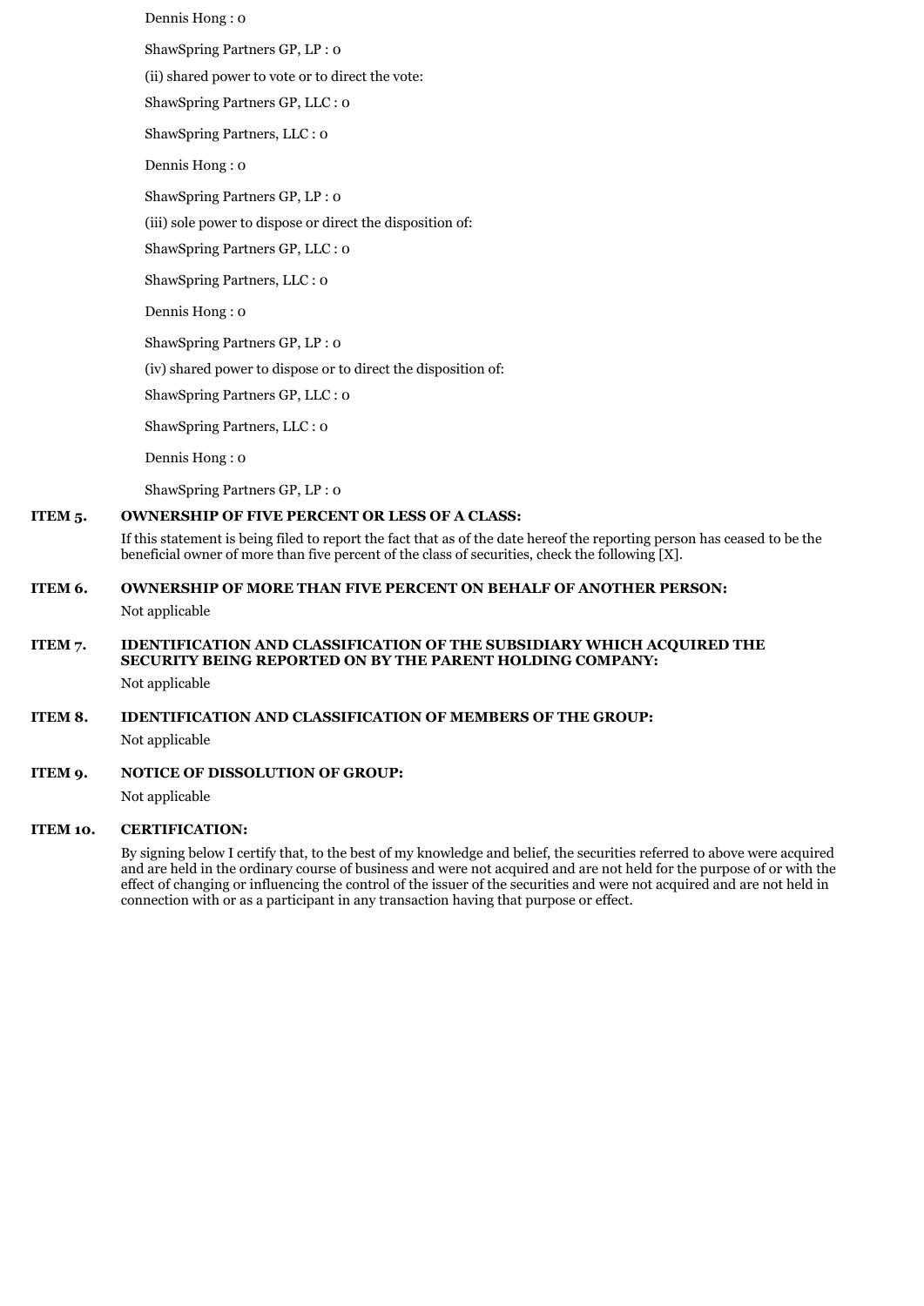Dennis Hong : 0

ShawSpring Partners GP, LP : 0

(ii) shared power to vote or to direct the vote:

ShawSpring Partners GP, LLC : 0

ShawSpring Partners, LLC : 0

Dennis Hong : 0

ShawSpring Partners GP, LP : 0

(iii) sole power to dispose or direct the disposition of:

ShawSpring Partners GP, LLC : 0

ShawSpring Partners, LLC : 0

Dennis Hong : 0

ShawSpring Partners GP, LP : 0

(iv) shared power to dispose or to direct the disposition of:

ShawSpring Partners GP, LLC : 0

ShawSpring Partners, LLC : 0

Dennis Hong : 0

ShawSpring Partners GP, LP : 0

**ITEM 5. OWNERSHIP OF FIVE PERCENT OR LESS OF A CLASS:**

If this statement is being filed to report the fact that as of the date hereof the reporting person has ceased to be the beneficial owner of more than five percent of the class of securities, check the following [X].

**ITEM 6. OWNERSHIP OF MORE THAN FIVE PERCENT ON BEHALF OF ANOTHER PERSON:**

Not applicable

**ITEM 7. IDENTIFICATION AND CLASSIFICATION OF THE SUBSIDIARY WHICH ACQUIRED THE SECURITY BEING REPORTED ON BY THE PARENT HOLDING COMPANY:**

Not applicable

**ITEM 8. IDENTIFICATION AND CLASSIFICATION OF MEMBERS OF THE GROUP:**

Not applicable

**ITEM 9. NOTICE OF DISSOLUTION OF GROUP:**

Not applicable

**ITEM 10. CERTIFICATION:**

By signing below I certify that, to the best of my knowledge and belief, the securities referred to above were acquired and are held in the ordinary course of business and were not acquired and are not held for the purpose of or with the effect of changing or influencing the control of the issuer of the securities and were not acquired and are not held in connection with or as a participant in any transaction having that purpose or effect.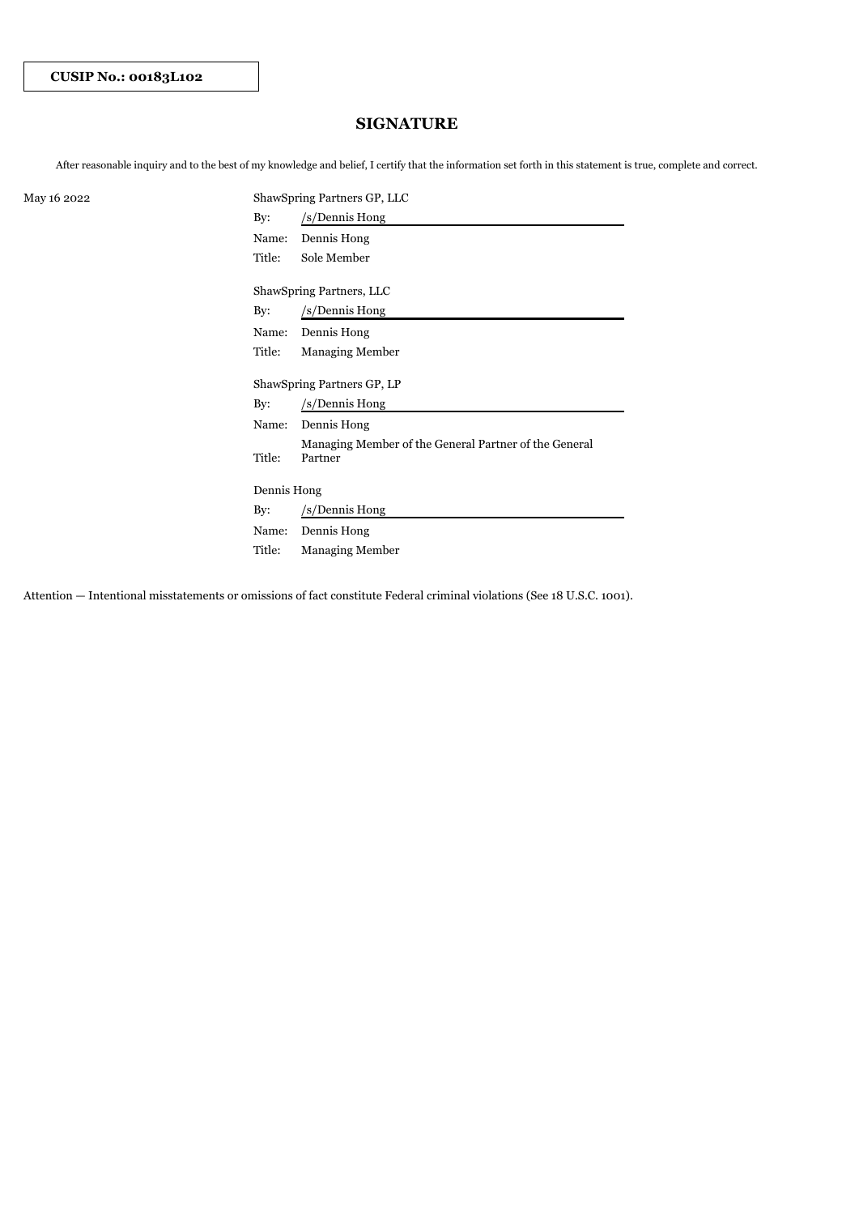**CUSIP No.: 00183L102**

## SIGNATURE

After reasonable inquiry and to the best of my knowledge and belief, I certify that the information set forth in this statement is true, complete and correct.

May 16 2022

ShawSpring Partners GP, LLC

| | |
|---|---|
| By: | /s/Dennis Hong |
| Name: | Dennis Hong |
| Title: | Sole Member |

ShawSpring Partners, LLC

| | |
|---|---|
| By: | /s/Dennis Hong |
| Name: | Dennis Hong |
| Title: | Managing Member |

ShawSpring Partners GP, LP

| | |
|---|---|
| By: | /s/Dennis Hong |
| Name: | Dennis Hong |
| Title: | Managing Member of the General Partner of the General Partner |

Dennis Hong

| | |
|---|---|
| By: | /s/Dennis Hong |
| Name: | Dennis Hong |
| Title: | Managing Member |

Attention — Intentional misstatements or omissions of fact constitute Federal criminal violations (See 18 U.S.C. 1001).